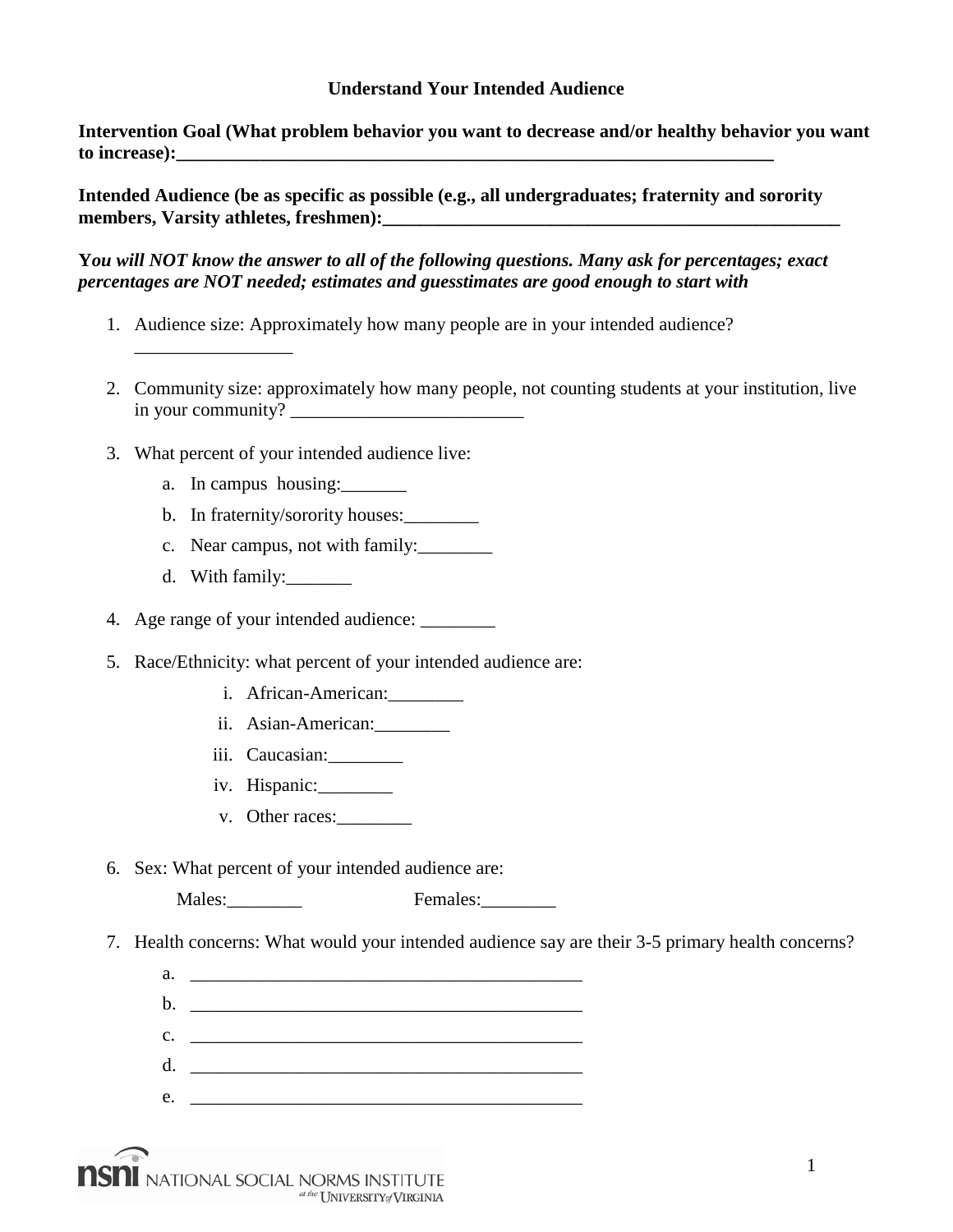# Understand Your Intended Audience

**Intervention Goal (What problem behavior you want to decrease and/or healthy behavior you want to increase):_____________________________________________________________________**

**Intended Audience (be as specific as possible (e.g., all undergraduates; fraternity and sorority members, Varsity athletes, freshmen):_____________________________________________________**

***You will NOT know the answer to all of the following questions. Many ask for percentages; exact percentages are NOT needed; estimates and guesstimates are good enough to start with***

1. Audience size: Approximately how many people are in your intended audience? _________________

2. Community size: approximately how many people, not counting students at your institution, live in your community? _________________________

3. What percent of your intended audience live:
   a. In campus housing:_______
   b. In fraternity/sorority houses:________
   c. Near campus, not with family:________
   d. With family:_______

4. Age range of your intended audience: ________

5. Race/Ethnicity: what percent of your intended audience are:
   i. African-American:________
   ii. Asian-American:________
   iii. Caucasian:________
   iv. Hispanic:________
   v. Other races:________

6. Sex: What percent of your intended audience are:

   Males:________ Females:________

7. Health concerns: What would your intended audience say are their 3-5 primary health concerns?
   a. ___________________________________________
   b. ___________________________________________
   c. ___________________________________________
   d. ___________________________________________
   e. ___________________________________________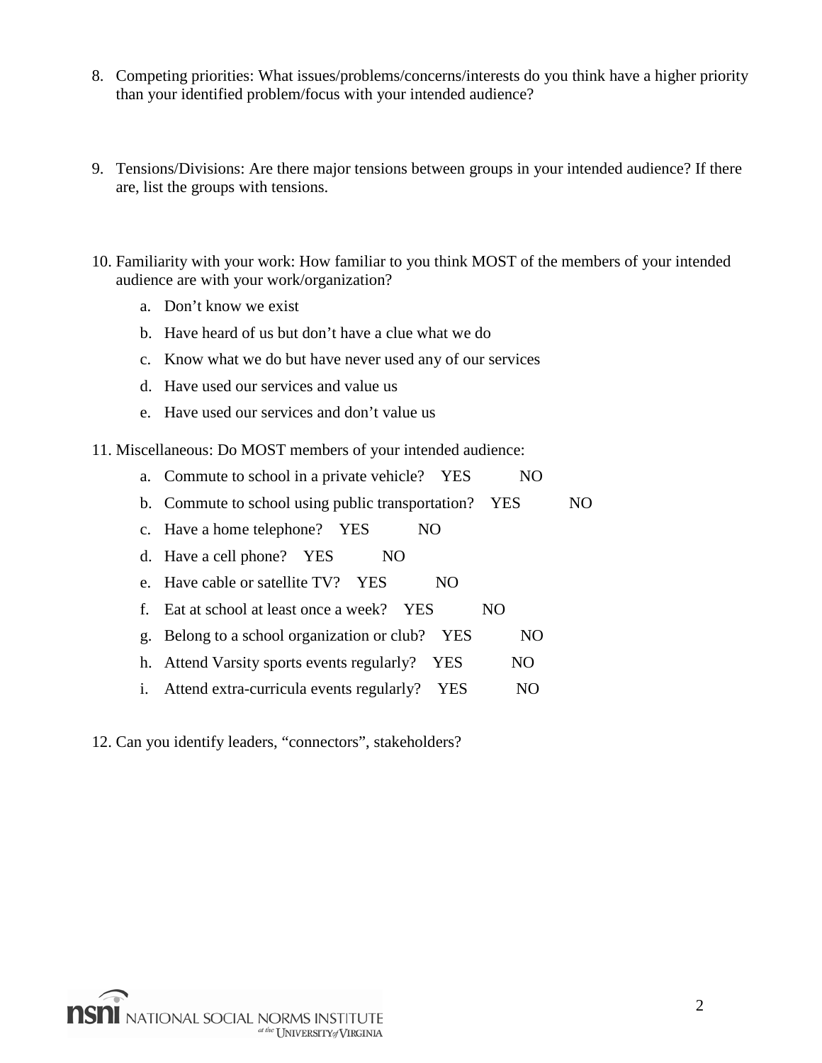8. Competing priorities: What issues/problems/concerns/interests do you think have a higher priority than your identified problem/focus with your intended audience?

9. Tensions/Divisions: Are there major tensions between groups in your intended audience? If there are, list the groups with tensions.

10. Familiarity with your work: How familiar to you think MOST of the members of your intended audience are with your work/organization?
    a. Don't know we exist
    b. Have heard of us but don't have a clue what we do
    c. Know what we do but have never used any of our services
    d. Have used our services and value us
    e. Have used our services and don't value us

11. Miscellaneous: Do MOST members of your intended audience:
    a. Commute to school in a private vehicle? YES NO
    b. Commute to school using public transportation? YES NO
    c. Have a home telephone? YES NO
    d. Have a cell phone? YES NO
    e. Have cable or satellite TV? YES NO
    f. Eat at school at least once a week? YES NO
    g. Belong to a school organization or club? YES NO
    h. Attend Varsity sports events regularly? YES NO
    i. Attend extra-curricula events regularly? YES NO

12. Can you identify leaders, "connectors", stakeholders?